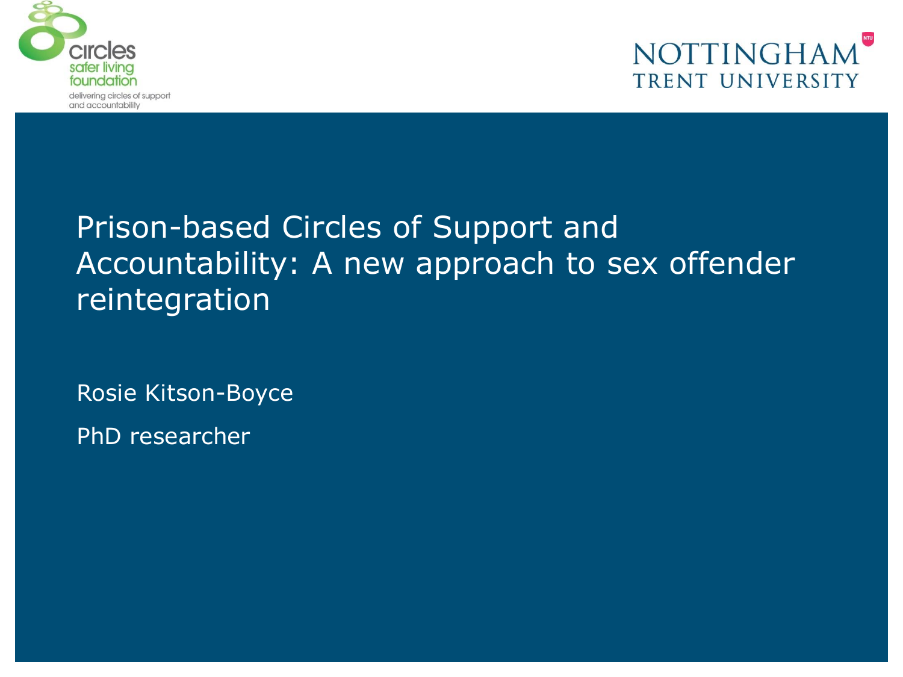circles safer living foundation

delivering circles of support and accountability

NOTTINGHAM TRENT UNIVERSITY

# Prison-based Circles of Support and Accountability: A new approach to sex offender reintegration

Rosie Kitson-Boyce

PhD researcher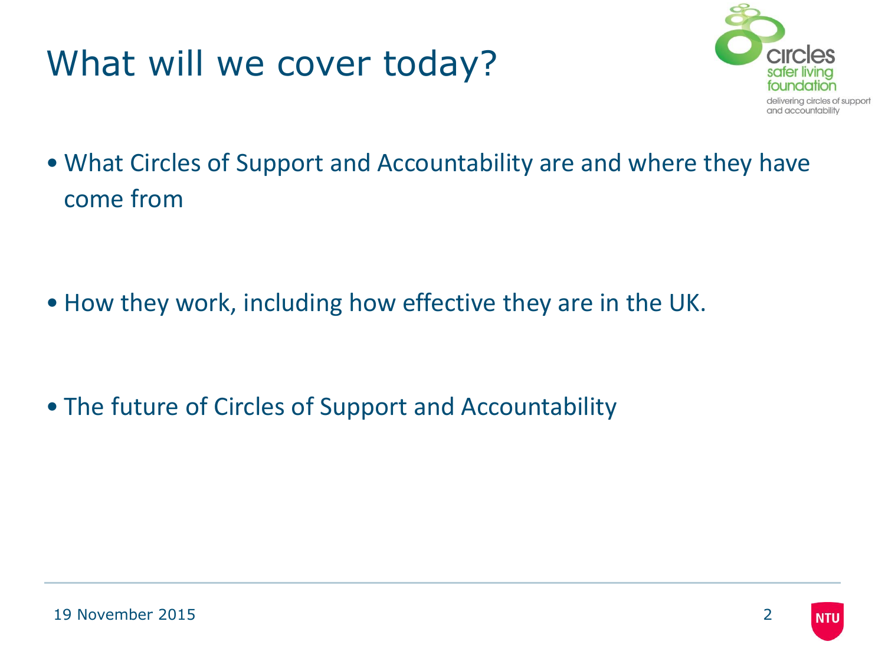# What will we cover today?

- What Circles of Support and Accountability are and where they have come from
- How they work, including how effective they are in the UK.
- The future of Circles of Support and Accountability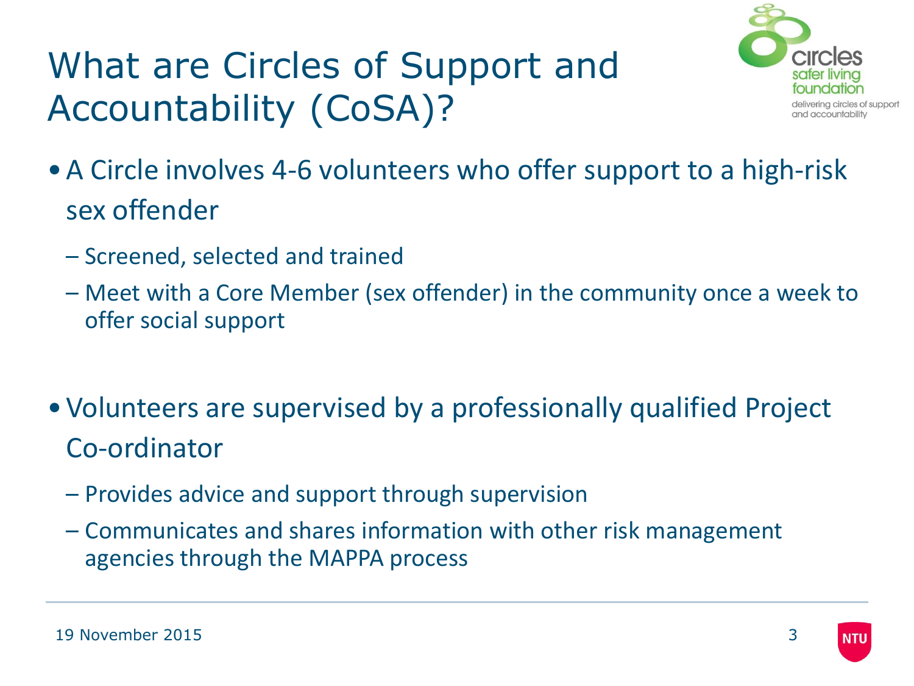# What are Circles of Support and Accountability (CoSA)?

- A Circle involves 4-6 volunteers who offer support to a high-risk sex offender
  - Screened, selected and trained
  - Meet with a Core Member (sex offender) in the community once a week to offer social support

- Volunteers are supervised by a professionally qualified Project Co-ordinator
  - Provides advice and support through supervision
  - Communicates and shares information with other risk management agencies through the MAPPA process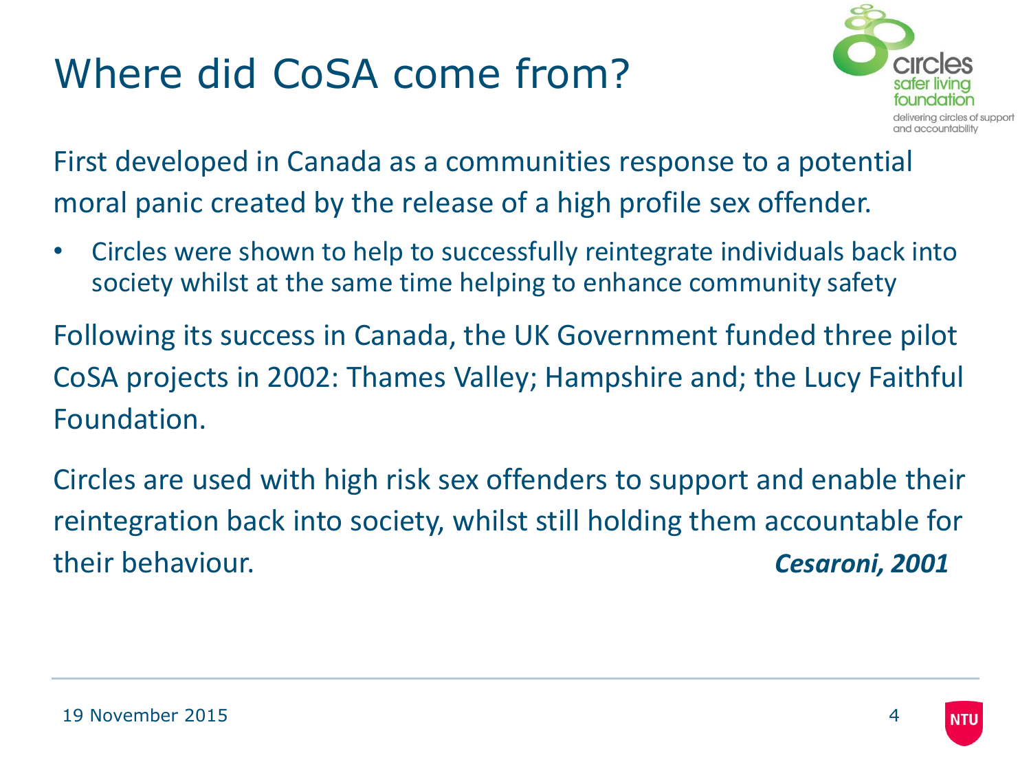# Where did CoSA come from?

First developed in Canada as a communities response to a potential moral panic created by the release of a high profile sex offender.

- Circles were shown to help to successfully reintegrate individuals back into society whilst at the same time helping to enhance community safety

Following its success in Canada, the UK Government funded three pilot CoSA projects in 2002: Thames Valley; Hampshire and; the Lucy Faithful Foundation.

Circles are used with high risk sex offenders to support and enable their reintegration back into society, whilst still holding them accountable for their behaviour. ***Cesaroni, 2001***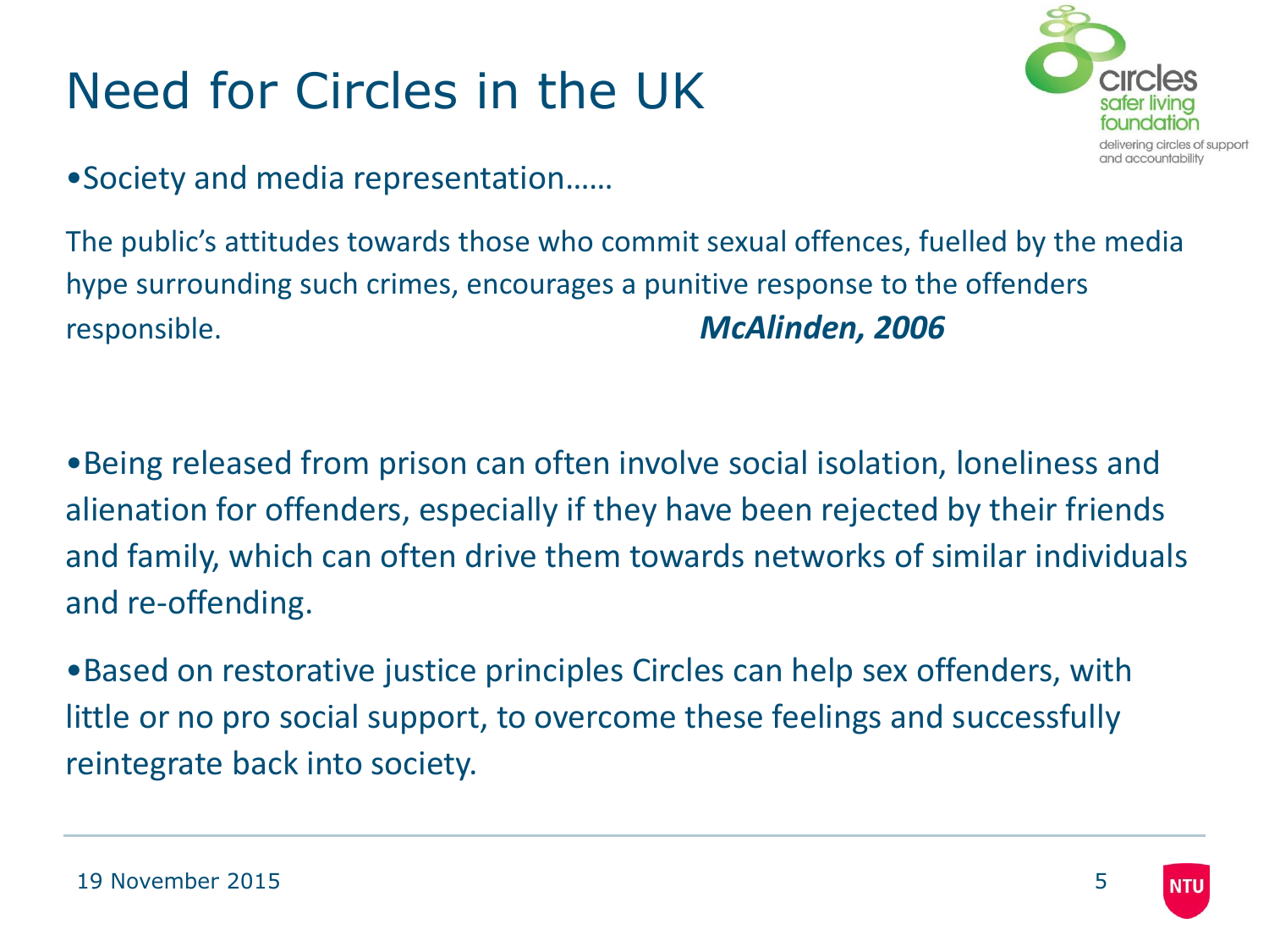# Need for Circles in the UK

- Society and media representation……

The public's attitudes towards those who commit sexual offences, fuelled by the media hype surrounding such crimes, encourages a punitive response to the offenders responsible. ***McAlinden, 2006***

- Being released from prison can often involve social isolation, loneliness and alienation for offenders, especially if they have been rejected by their friends and family, which can often drive them towards networks of similar individuals and re-offending.

- Based on restorative justice principles Circles can help sex offenders, with little or no pro social support, to overcome these feelings and successfully reintegrate back into society.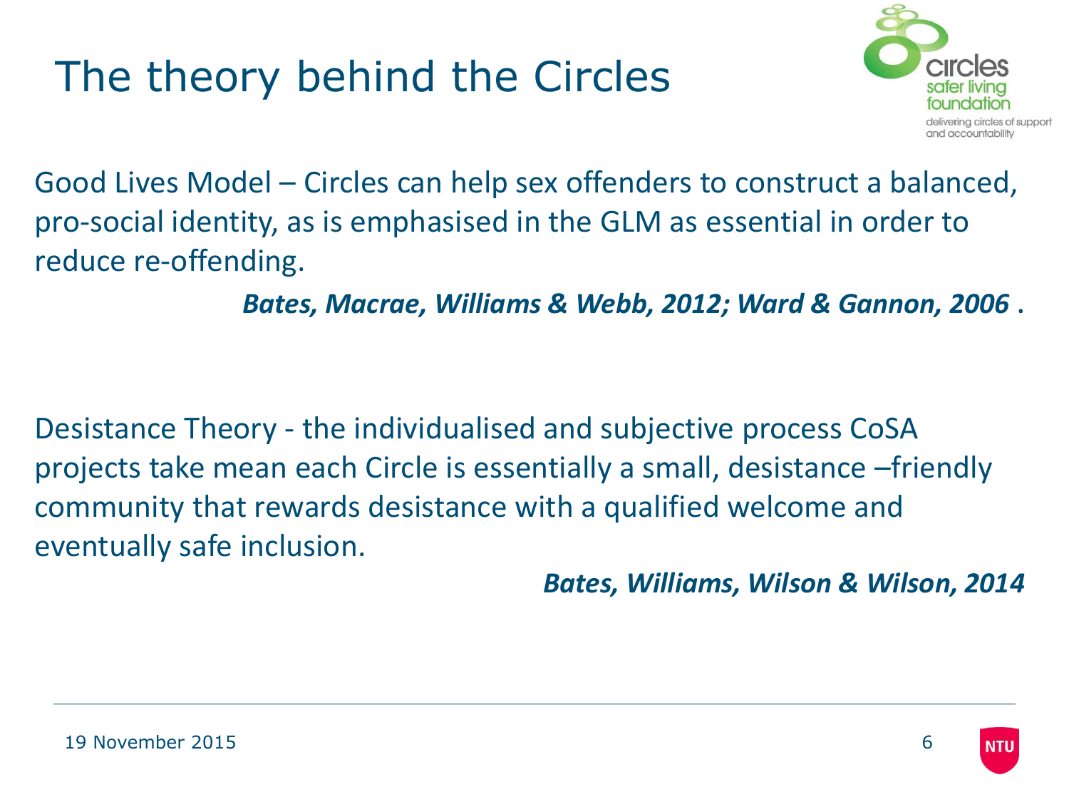# The theory behind the Circles

Good Lives Model – Circles can help sex offenders to construct a balanced, pro-social identity, as is emphasised in the GLM as essential in order to reduce re-offending.

***Bates, Macrae, Williams & Webb, 2012; Ward & Gannon, 2006*** .

Desistance Theory - the individualised and subjective process CoSA projects take mean each Circle is essentially a small, desistance –friendly community that rewards desistance with a qualified welcome and eventually safe inclusion.

***Bates, Williams, Wilson & Wilson, 2014***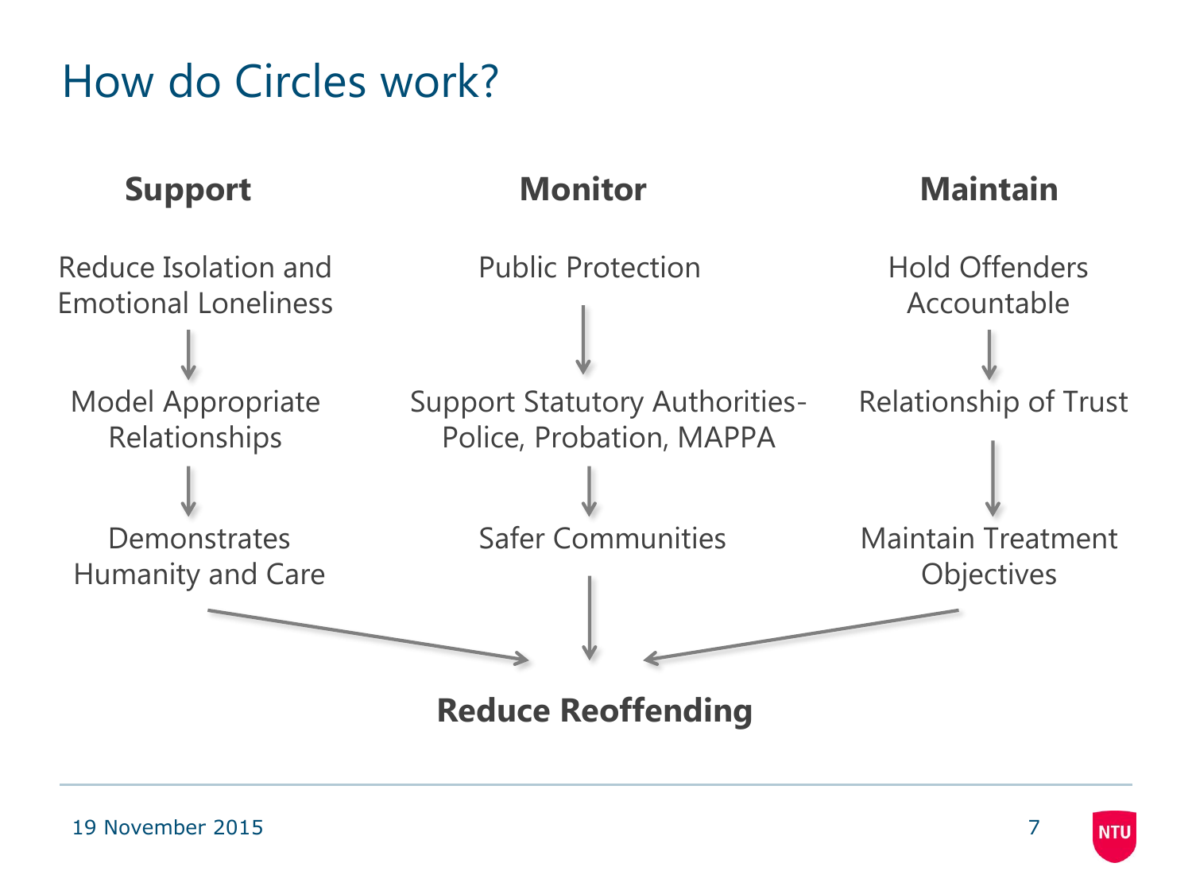# How do Circles work?

### Support

Reduce Isolation and Emotional Loneliness

↓

Model Appropriate Relationships

↓

Demonstrates Humanity and Care

### Monitor

Public Protection

↓

Support Statutory Authorities- Police, Probation, MAPPA

↓

Safer Communities

### Maintain

Hold Offenders Accountable

↓

Relationship of Trust

↓

Maintain Treatment Objectives

**Reduce Reoffending**

19 November 2015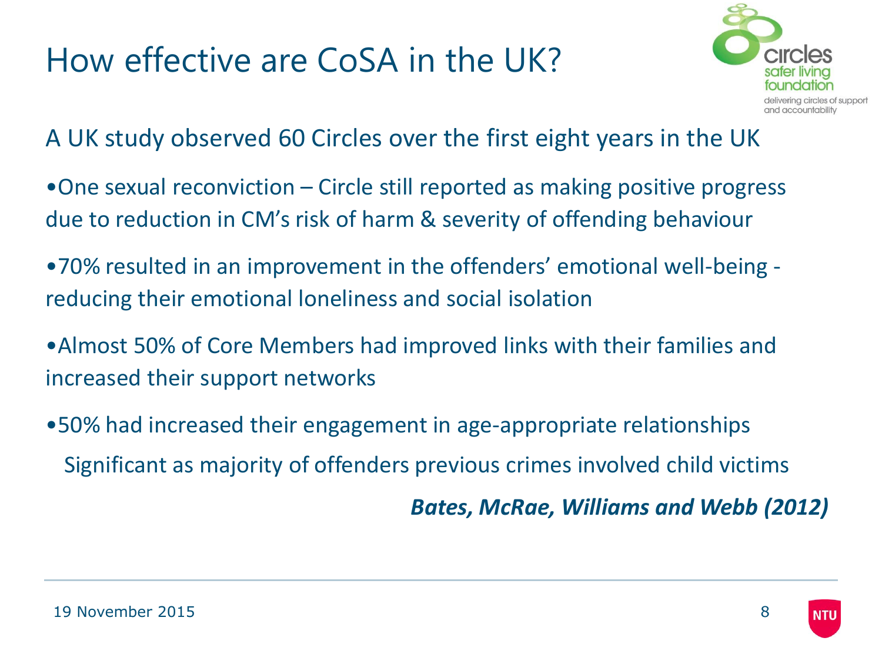# How effective are CoSA in the UK?

A UK study observed 60 Circles over the first eight years in the UK

- One sexual reconviction – Circle still reported as making positive progress due to reduction in CM's risk of harm & severity of offending behaviour
- 70% resulted in an improvement in the offenders' emotional well-being - reducing their emotional loneliness and social isolation
- Almost 50% of Core Members had improved links with their families and increased their support networks
- 50% had increased their engagement in age-appropriate relationships

  Significant as majority of offenders previous crimes involved child victims

***Bates, McRae, Williams and Webb (2012)***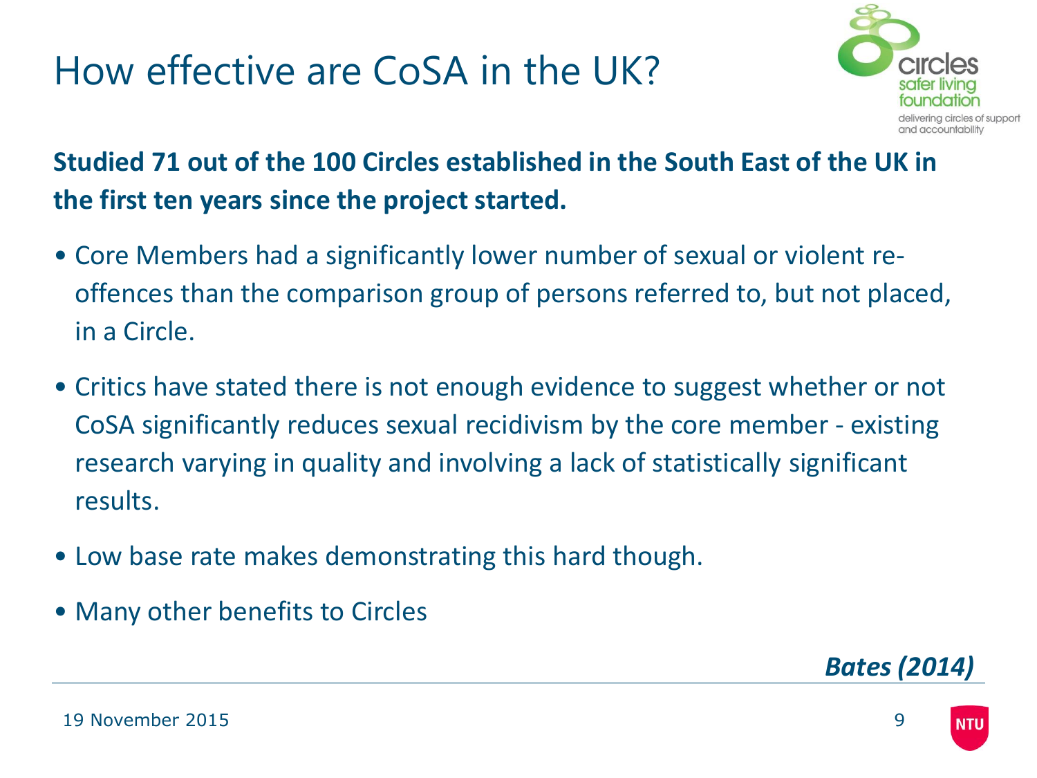# How effective are CoSA in the UK?

**Studied 71 out of the 100 Circles established in the South East of the UK in the first ten years since the project started.**

- Core Members had a significantly lower number of sexual or violent re-offences than the comparison group of persons referred to, but not placed, in a Circle.
- Critics have stated there is not enough evidence to suggest whether or not CoSA significantly reduces sexual recidivism by the core member - existing research varying in quality and involving a lack of statistically significant results.
- Low base rate makes demonstrating this hard though.
- Many other benefits to Circles

***Bates (2014)***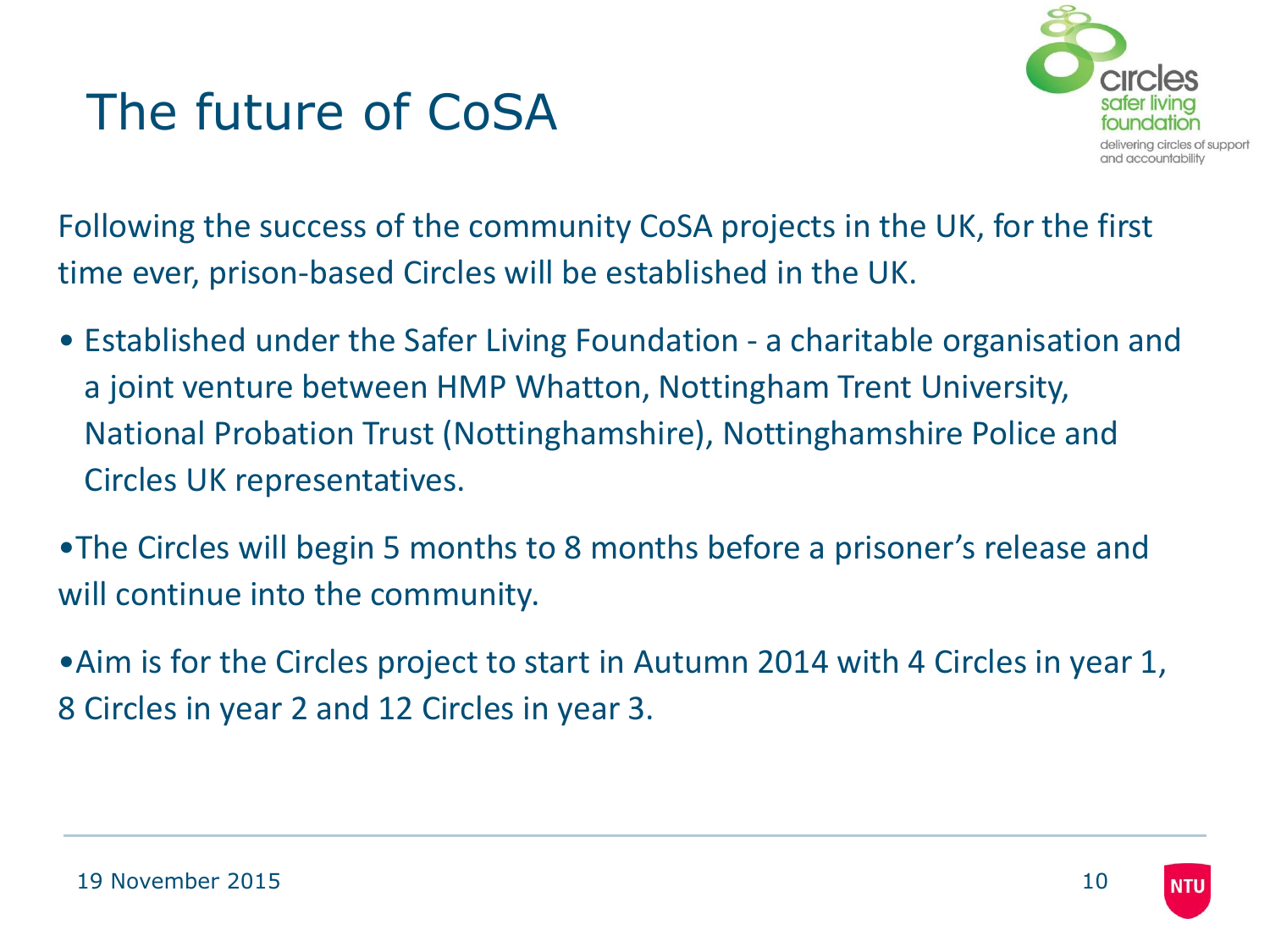# The future of CoSA

Following the success of the community CoSA projects in the UK, for the first time ever, prison-based Circles will be established in the UK.

- Established under the Safer Living Foundation - a charitable organisation and a joint venture between HMP Whatton, Nottingham Trent University, National Probation Trust (Nottinghamshire), Nottinghamshire Police and Circles UK representatives.
- The Circles will begin 5 months to 8 months before a prisoner's release and will continue into the community.
- Aim is for the Circles project to start in Autumn 2014 with 4 Circles in year 1, 8 Circles in year 2 and 12 Circles in year 3.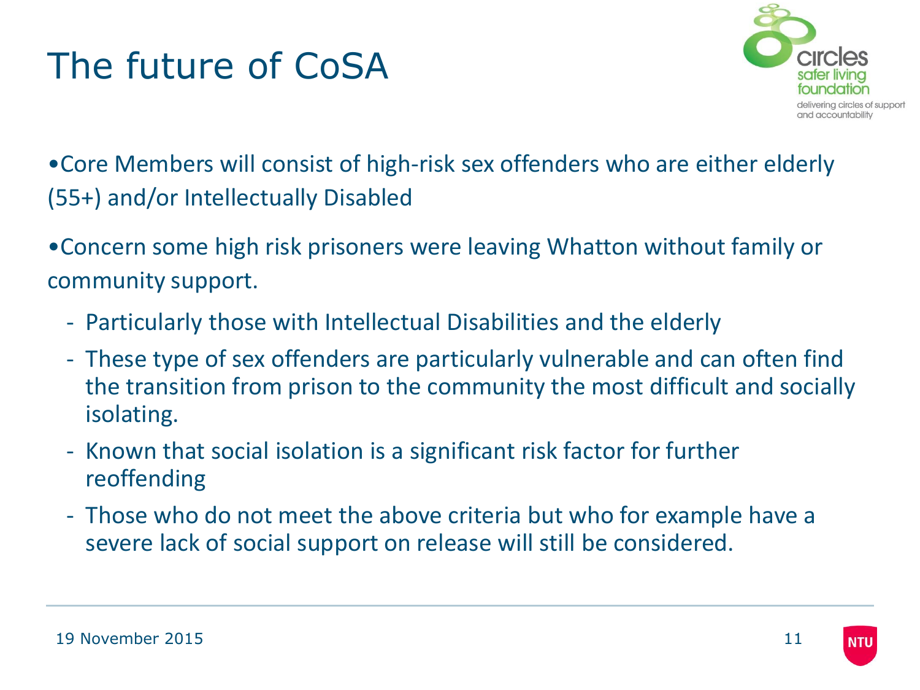# The future of CoSA

- Core Members will consist of high-risk sex offenders who are either elderly (55+) and/or Intellectually Disabled
- Concern some high risk prisoners were leaving Whatton without family or community support.
  - Particularly those with Intellectual Disabilities and the elderly
  - These type of sex offenders are particularly vulnerable and can often find the transition from prison to the community the most difficult and socially isolating.
  - Known that social isolation is a significant risk factor for further reoffending
  - Those who do not meet the above criteria but who for example have a severe lack of social support on release will still be considered.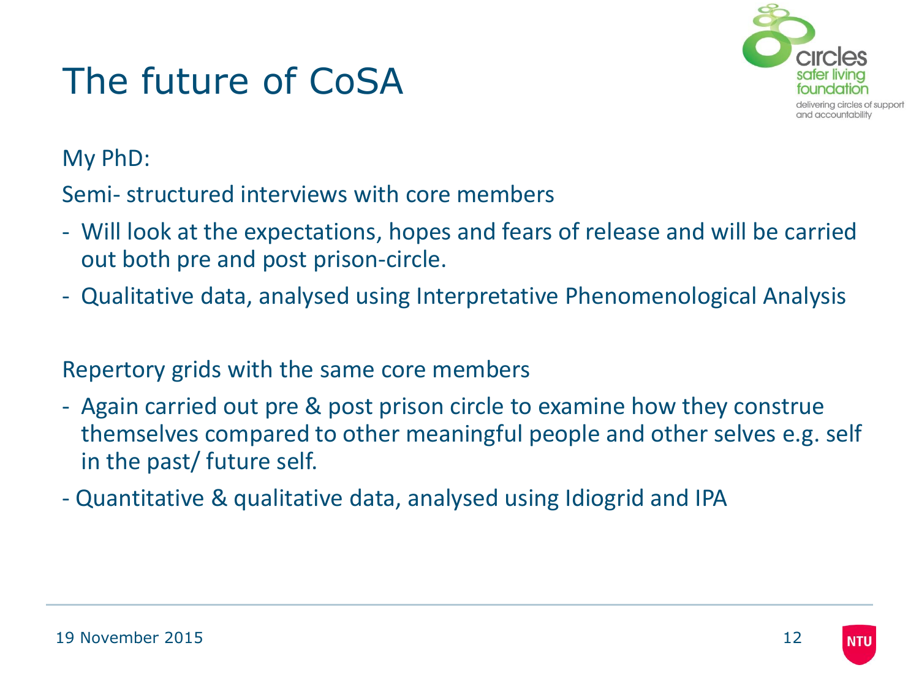# The future of CoSA

My PhD:

Semi- structured interviews with core members

- Will look at the expectations, hopes and fears of release and will be carried out both pre and post prison-circle.
- Qualitative data, analysed using Interpretative Phenomenological Analysis

Repertory grids with the same core members

- Again carried out pre & post prison circle to examine how they construe themselves compared to other meaningful people and other selves e.g. self in the past/ future self.
- Quantitative & qualitative data, analysed using Idiogrid and IPA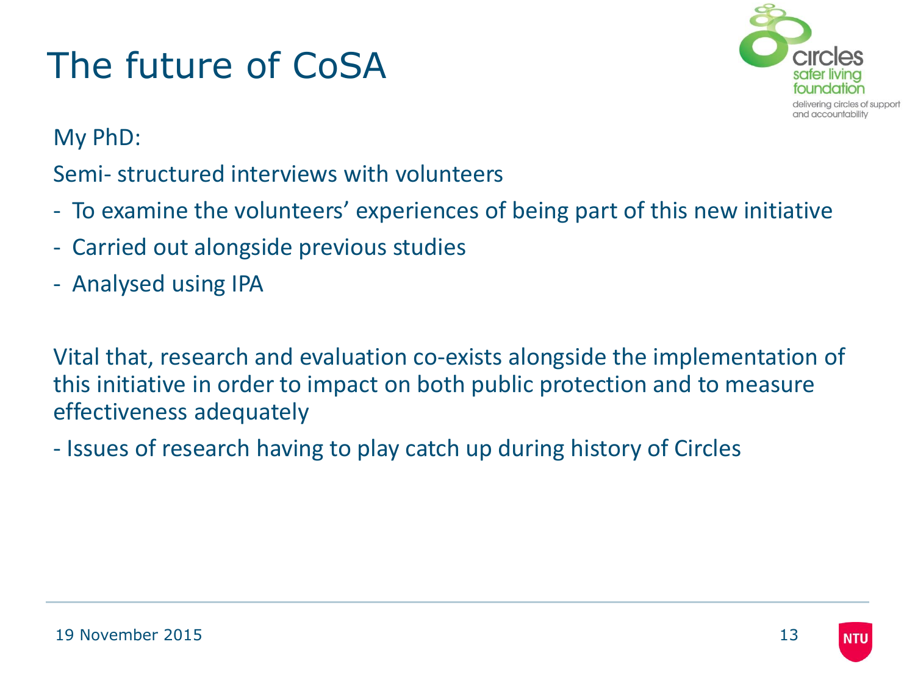# The future of CoSA

My PhD:

Semi- structured interviews with volunteers

- To examine the volunteers' experiences of being part of this new initiative
- Carried out alongside previous studies
- Analysed using IPA

Vital that, research and evaluation co-exists alongside the implementation of this initiative in order to impact on both public protection and to measure effectiveness adequately

- Issues of research having to play catch up during history of Circles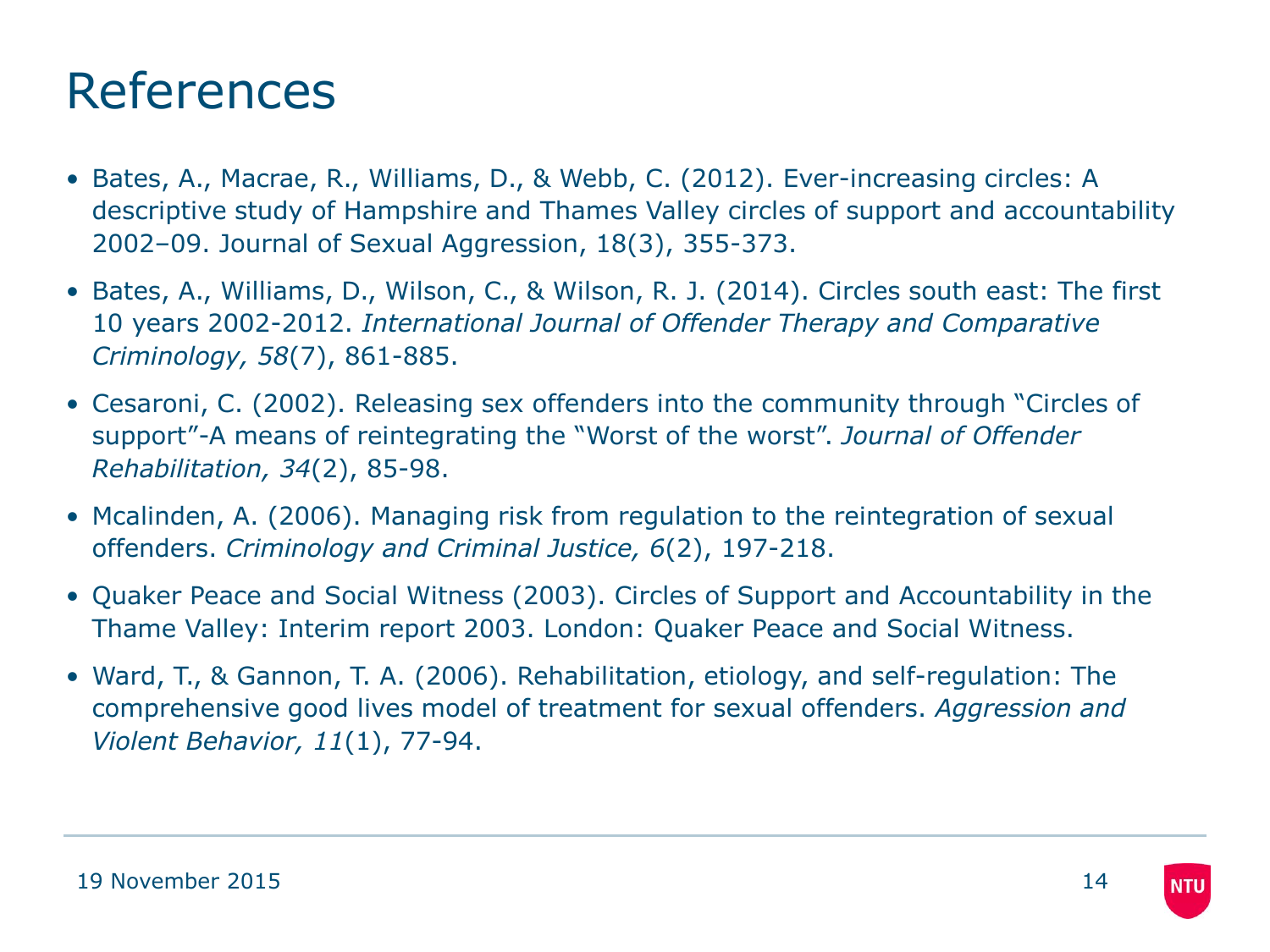# References

- Bates, A., Macrae, R., Williams, D., & Webb, C. (2012). Ever-increasing circles: A descriptive study of Hampshire and Thames Valley circles of support and accountability 2002–09. Journal of Sexual Aggression, 18(3), 355-373.
- Bates, A., Williams, D., Wilson, C., & Wilson, R. J. (2014). Circles south east: The first 10 years 2002-2012. *International Journal of Offender Therapy and Comparative Criminology, 58*(7), 861-885.
- Cesaroni, C. (2002). Releasing sex offenders into the community through "Circles of support"-A means of reintegrating the "Worst of the worst". *Journal of Offender Rehabilitation, 34*(2), 85-98.
- Mcalinden, A. (2006). Managing risk from regulation to the reintegration of sexual offenders. *Criminology and Criminal Justice, 6*(2), 197-218.
- Quaker Peace and Social Witness (2003). Circles of Support and Accountability in the Thame Valley: Interim report 2003. London: Quaker Peace and Social Witness.
- Ward, T., & Gannon, T. A. (2006). Rehabilitation, etiology, and self-regulation: The comprehensive good lives model of treatment for sexual offenders. *Aggression and Violent Behavior, 11*(1), 77-94.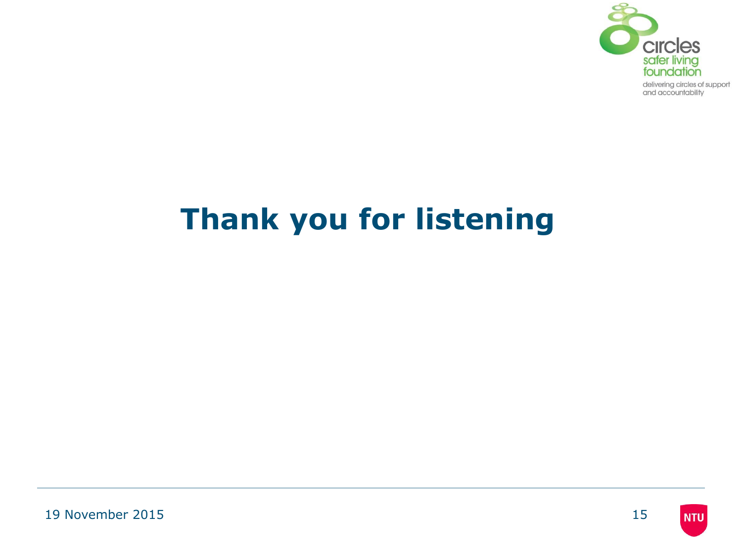circles
safer living
foundation
delivering circles of support and accountability

# Thank you for listening

19 November 2015